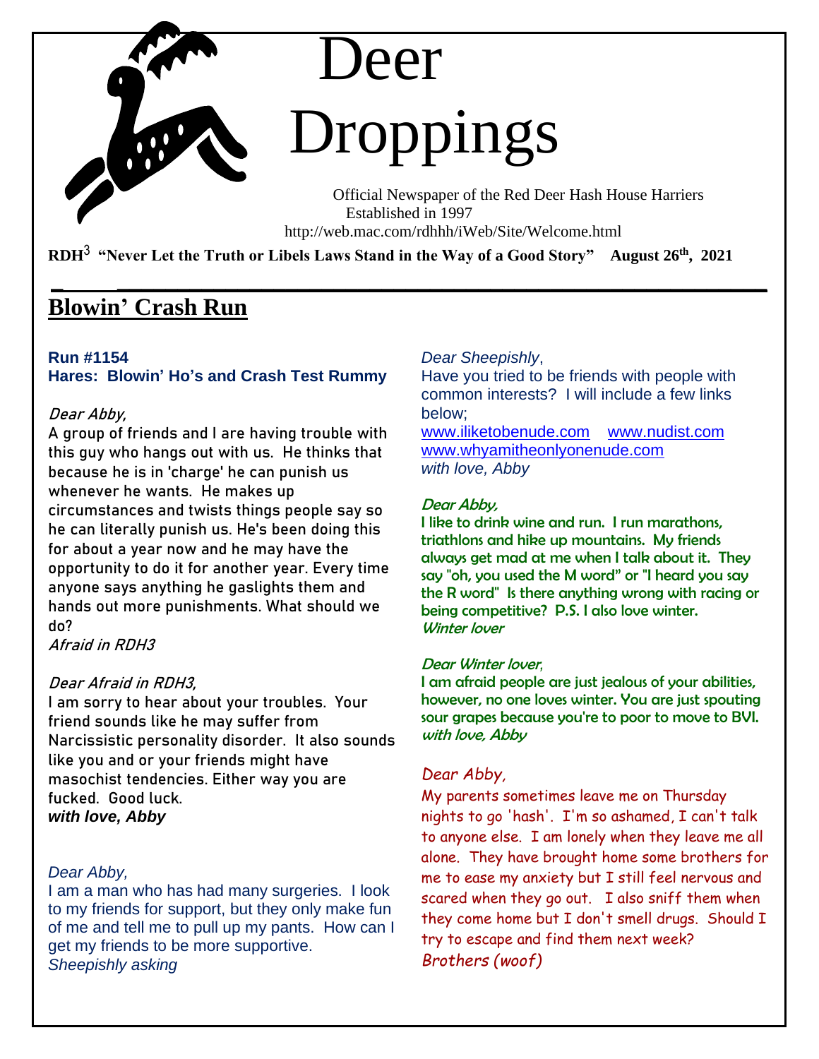# Deer Droppings

Official Newspaper of the Red Deer Hash House Harriers
Established in 1997
http://web.mac.com/rdhhh/iWeb/Site/Welcome.html

**RDH$^3$ "Never Let the Truth or Libels Laws Stand in the Way of a Good Story" August 26th, 2021**

## Blowin' Crash Run

**Run #1154**
**Hares: Blowin' Ho's and Crash Test Rummy**

*Dear Abby,*

A group of friends and I are having trouble with this guy who hangs out with us. He thinks that because he is in 'charge' he can punish us whenever he wants. He makes up circumstances and twists things people say so he can literally punish us. He's been doing this for about a year now and he may have the opportunity to do it for another year. Every time anyone says anything he gaslights them and hands out more punishments. What should we do?
*Afraid in RDH3*

*Dear Afraid in RDH3,*

I am sorry to hear about your troubles. Your friend sounds like he may suffer from Narcissistic personality disorder. It also sounds like you and or your friends might have masochist tendencies. Either way you are fucked. Good luck.
***with love, Abby***

*Dear Abby,*

I am a man who has had many surgeries. I look to my friends for support, but they only make fun of me and tell me to pull up my pants. How can I get my friends to be more supportive.
*Sheepishly asking*

*Dear Sheepishly*,

Have you tried to be friends with people with common interests? I will include a few links below;
www.iliketobenude.com www.nudist.com
www.whyamitheonlyonenude.com
*with love, Abby*

*Dear Abby,*

I like to drink wine and run. I run marathons, triathlons and hike up mountains. My friends always get mad at me when I talk about it. They say "oh, you used the M word" or "I heard you say the R word" Is there anything wrong with racing or being competitive? P.S. I also love winter.
*Winter lover*

*Dear Winter lover*,

I am afraid people are just jealous of your abilities, however, no one loves winter. You are just spouting sour grapes because you're to poor to move to BVI.
*with love, Abby*

*Dear Abby,*

My parents sometimes leave me on Thursday nights to go 'hash'. I'm so ashamed, I can't talk to anyone else. I am lonely when they leave me all alone. They have brought home some brothers for me to ease my anxiety but I still feel nervous and scared when they go out. I also sniff them when they come home but I don't smell drugs. Should I try to escape and find them next week?
*Brothers (woof)*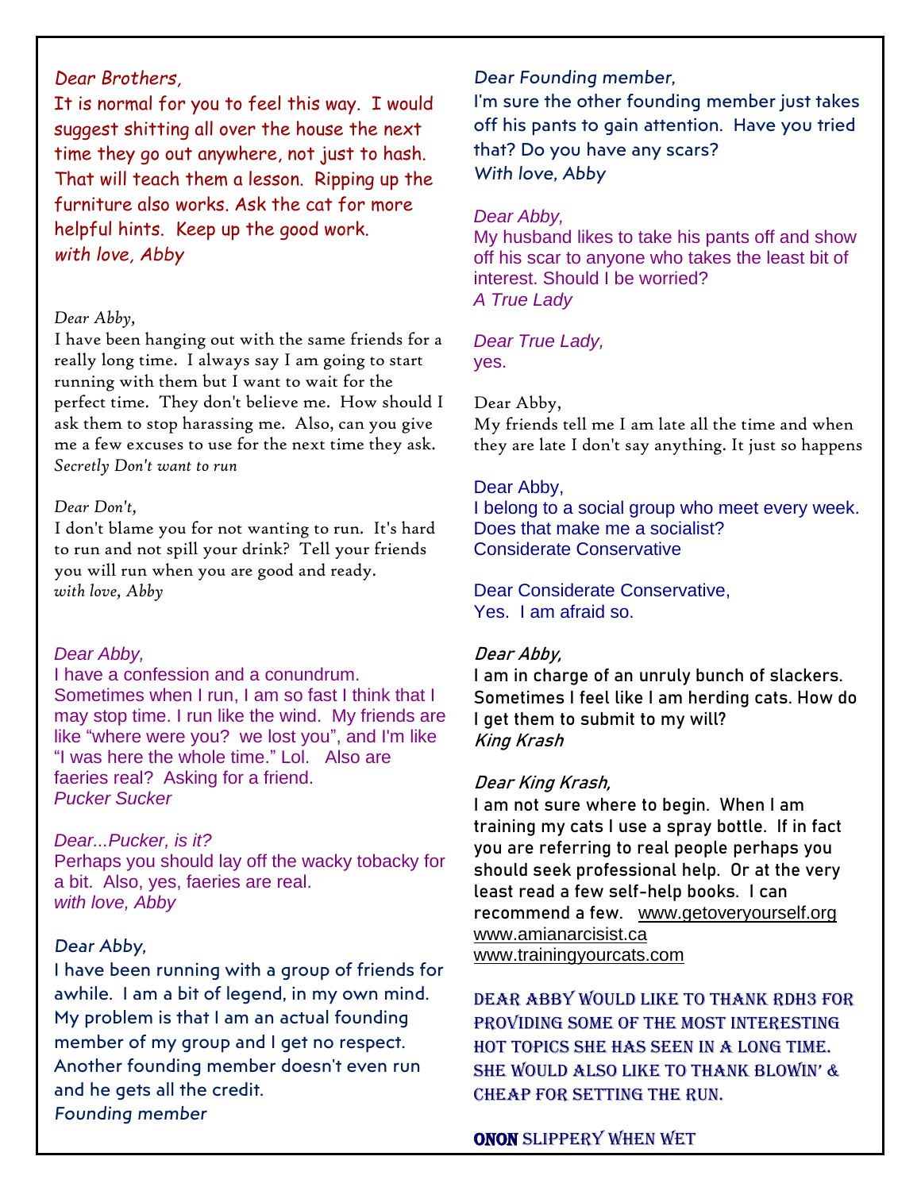*Dear Brothers,*

It is normal for you to feel this way. I would suggest shitting all over the house the next time they go out anywhere, not just to hash. That will teach them a lesson. Ripping up the furniture also works. Ask the cat for more helpful hints. Keep up the good work.

*with love, Abby*

*Dear Abby,*

I have been hanging out with the same friends for a really long time. I always say I am going to start running with them but I want to wait for the perfect time. They don't believe me. How should I ask them to stop harassing me. Also, can you give me a few excuses to use for the next time they ask.

*Secretly Don't want to run*

*Dear Don't,*

I don't blame you for not wanting to run. It's hard to run and not spill your drink? Tell your friends you will run when you are good and ready.

*with love, Abby*

*Dear Abby,*

I have a confession and a conundrum. Sometimes when I run, I am so fast I think that I may stop time. I run like the wind. My friends are like "where were you? we lost you", and I'm like "I was here the whole time." Lol. Also are faeries real? Asking for a friend.

*Pucker Sucker*

*Dear...Pucker, is it?*

Perhaps you should lay off the wacky tobacky for a bit. Also, yes, faeries are real.

*with love, Abby*

*Dear Abby,*

I have been running with a group of friends for awhile. I am a bit of legend, in my own mind. My problem is that I am an actual founding member of my group and I get no respect. Another founding member doesn't even run and he gets all the credit.

*Founding member*

*Dear Founding member,*

I'm sure the other founding member just takes off his pants to gain attention. Have you tried that? Do you have any scars?

*With love, Abby*

*Dear Abby,*

My husband likes to take his pants off and show off his scar to anyone who takes the least bit of interest. Should I be worried?

*A True Lady*

*Dear True Lady,*

yes.

Dear Abby,

My friends tell me I am late all the time and when they are late I don't say anything. It just so happens

Dear Abby,

I belong to a social group who meet every week. Does that make me a socialist?

Considerate Conservative

Dear Considerate Conservative,

Yes. I am afraid so.

*Dear Abby,*

I am in charge of an unruly bunch of slackers. Sometimes I feel like I am herding cats. How do I get them to submit to my will?

*King Krash*

*Dear King Krash,*

I am not sure where to begin. When I am training my cats I use a spray bottle. If in fact you are referring to real people perhaps you should seek professional help. Or at the very least read a few self-help books. I can recommend a few. www.getoveryourself.org www.amianarcisist.ca www.trainingyourcats.com

DEAR ABBY WOULD LIKE TO THANK RDH3 FOR PROVIDING SOME OF THE MOST INTERESTING HOT TOPICS SHE HAS SEEN IN A LONG TIME. SHE WOULD ALSO LIKE TO THANK BLOWIN' & CHEAP FOR SETTING THE RUN.

**ONON** SLIPPERY WHEN WET